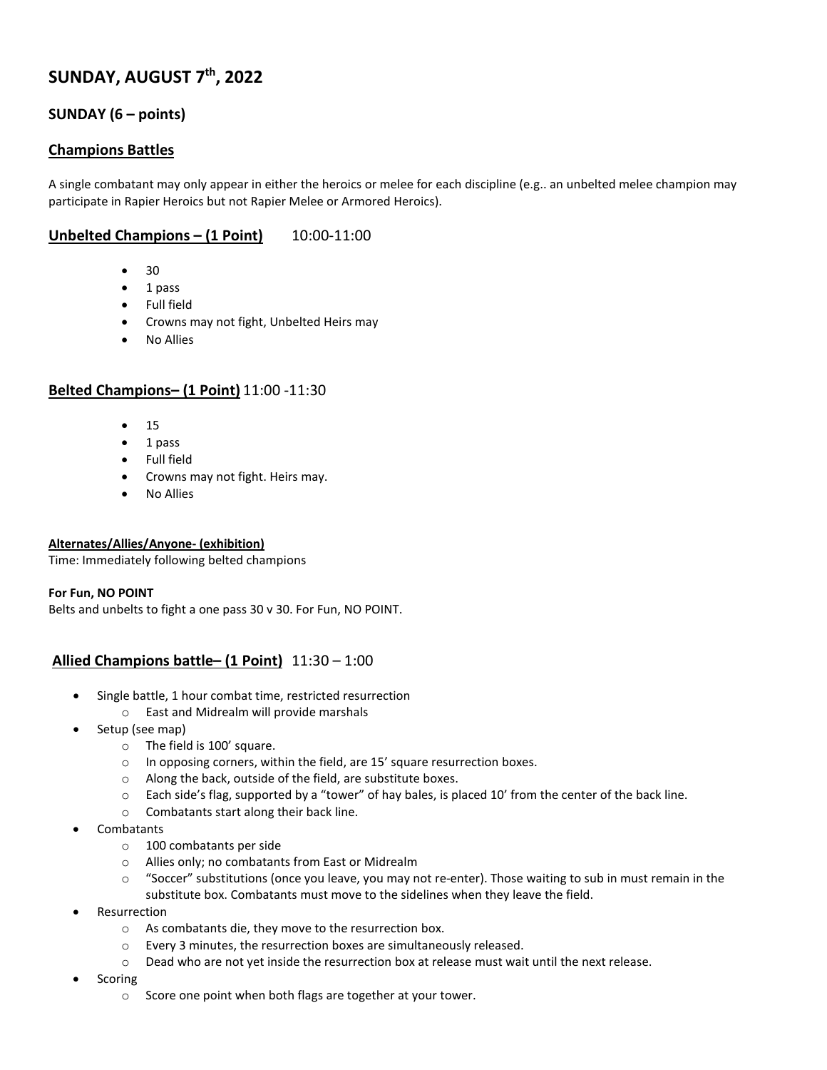# SUNDAY, AUGUST 7th, 2022

## SUNDAY (6 – points)

### Champions Battles

A single combatant may only appear in either the heroics or melee for each discipline (e.g.. an unbelted melee champion may participate in Rapier Heroics but not Rapier Melee or Armored Heroics).

### Unbelted Champions – (1 Point) 10:00-11:00

- 30
- 1 pass
- Full field
- Crowns may not fight, Unbelted Heirs may
- No Allies

### Belted Champions– (1 Point) 11:00 -11:30

- 15
- 1 pass
- Full field
- Crowns may not fight. Heirs may.
- No Allies

**Alternates/Allies/Anyone- (exhibition)**

Time: Immediately following belted champions

**For Fun, NO POINT**

Belts and unbelts to fight a one pass 30 v 30. For Fun, NO POINT.

### Allied Champions battle– (1 Point) 11:30 – 1:00

- Single battle, 1 hour combat time, restricted resurrection
  - East and Midrealm will provide marshals
- Setup (see map)
  - The field is 100' square.
  - In opposing corners, within the field, are 15' square resurrection boxes.
  - Along the back, outside of the field, are substitute boxes.
  - Each side's flag, supported by a "tower" of hay bales, is placed 10' from the center of the back line.
  - Combatants start along their back line.
- Combatants
  - 100 combatants per side
  - Allies only; no combatants from East or Midrealm
  - "Soccer" substitutions (once you leave, you may not re-enter). Those waiting to sub in must remain in the substitute box. Combatants must move to the sidelines when they leave the field.
- Resurrection
  - As combatants die, they move to the resurrection box.
  - Every 3 minutes, the resurrection boxes are simultaneously released.
  - Dead who are not yet inside the resurrection box at release must wait until the next release.
- Scoring
  - Score one point when both flags are together at your tower.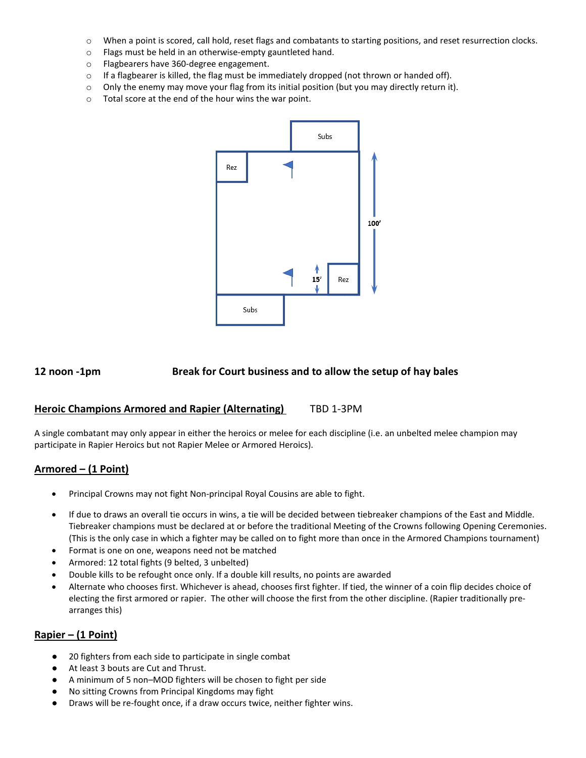- When a point is scored, call hold, reset flags and combatants to starting positions, and reset resurrection clocks.
- Flags must be held in an otherwise-empty gauntleted hand.
- Flagbearers have 360-degree engagement.
- If a flagbearer is killed, the flag must be immediately dropped (not thrown or handed off).
- Only the enemy may move your flag from its initial position (but you may directly return it).
- Total score at the end of the hour wins the war point.

Subs

Rez

100′

15′

Rez

Subs

**12 noon -1pm** **Break for Court business and to allow the setup of hay bales**

## Heroic Champions Armored and Rapier (Alternating) TBD 1-3PM

A single combatant may only appear in either the heroics or melee for each discipline (i.e. an unbelted melee champion may participate in Rapier Heroics but not Rapier Melee or Armored Heroics).

### Armored – (1 Point)

- Principal Crowns may not fight Non-principal Royal Cousins are able to fight.
- If due to draws an overall tie occurs in wins, a tie will be decided between tiebreaker champions of the East and Middle. Tiebreaker champions must be declared at or before the traditional Meeting of the Crowns following Opening Ceremonies. (This is the only case in which a fighter may be called on to fight more than once in the Armored Champions tournament)
- Format is one on one, weapons need not be matched
- Armored: 12 total fights (9 belted, 3 unbelted)
- Double kills to be refought once only. If a double kill results, no points are awarded
- Alternate who chooses first. Whichever is ahead, chooses first fighter. If tied, the winner of a coin flip decides choice of electing the first armored or rapier. The other will choose the first from the other discipline. (Rapier traditionally pre-arranges this)

### Rapier – (1 Point)

- 20 fighters from each side to participate in single combat
- At least 3 bouts are Cut and Thrust.
- A minimum of 5 non–MOD fighters will be chosen to fight per side
- No sitting Crowns from Principal Kingdoms may fight
- Draws will be re-fought once, if a draw occurs twice, neither fighter wins.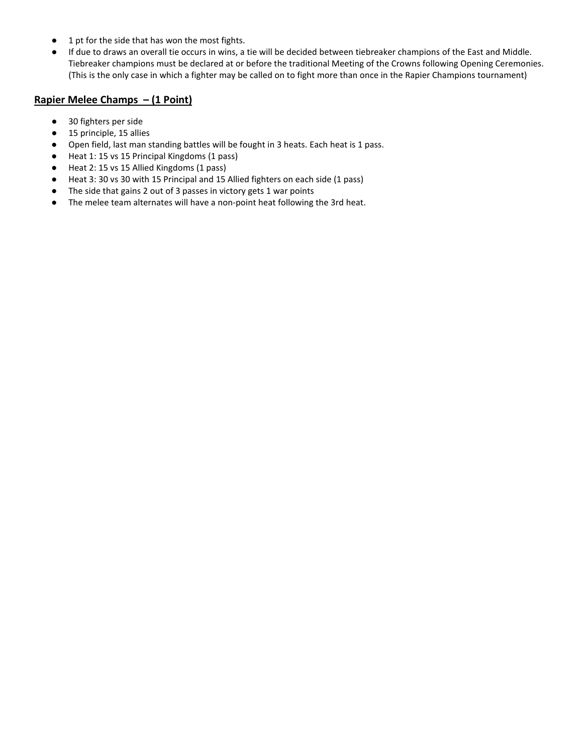- 1 pt for the side that has won the most fights.
- If due to draws an overall tie occurs in wins, a tie will be decided between tiebreaker champions of the East and Middle. Tiebreaker champions must be declared at or before the traditional Meeting of the Crowns following Opening Ceremonies. (This is the only case in which a fighter may be called on to fight more than once in the Rapier Champions tournament)

## Rapier Melee Champs – (1 Point)

- 30 fighters per side
- 15 principle, 15 allies
- Open field, last man standing battles will be fought in 3 heats. Each heat is 1 pass.
- Heat 1: 15 vs 15 Principal Kingdoms (1 pass)
- Heat 2: 15 vs 15 Allied Kingdoms (1 pass)
- Heat 3: 30 vs 30 with 15 Principal and 15 Allied fighters on each side (1 pass)
- The side that gains 2 out of 3 passes in victory gets 1 war points
- The melee team alternates will have a non-point heat following the 3rd heat.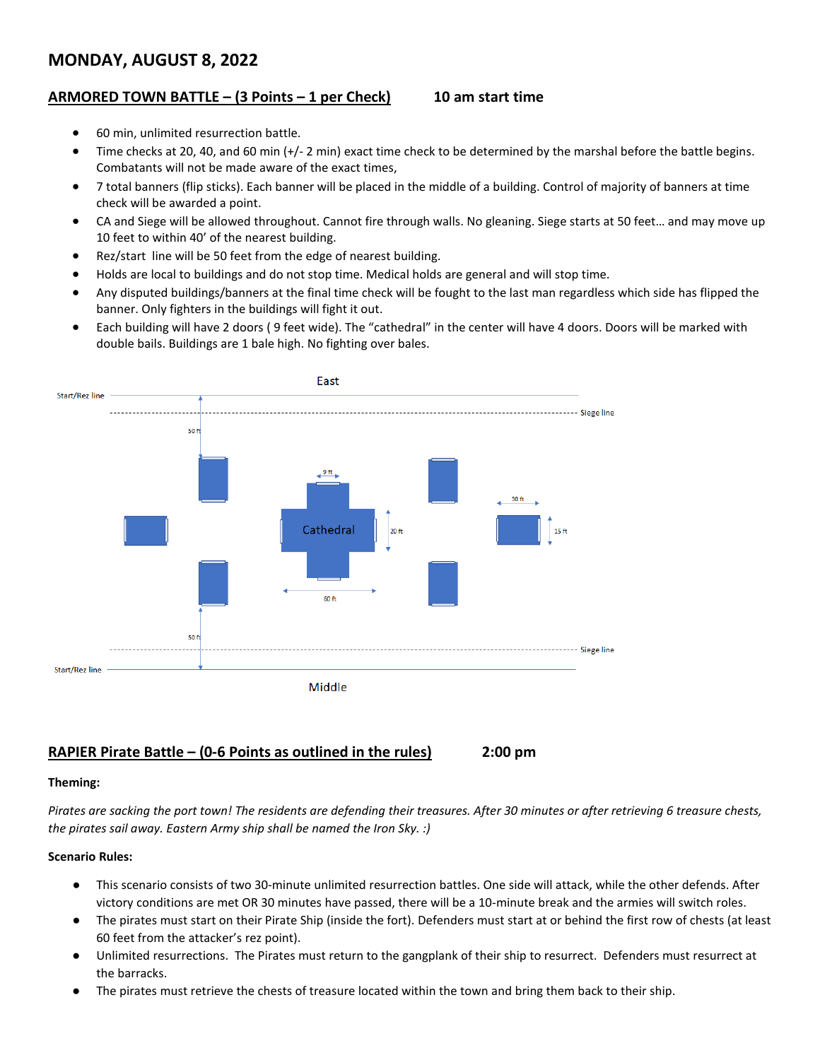# MONDAY, AUGUST 8, 2022

## ARMORED TOWN BATTLE – (3 Points – 1 per Check)    10 am start time

- 60 min, unlimited resurrection battle.
- Time checks at 20, 40, and 60 min (+/- 2 min) exact time check to be determined by the marshal before the battle begins. Combatants will not be made aware of the exact times,
- 7 total banners (flip sticks). Each banner will be placed in the middle of a building. Control of majority of banners at time check will be awarded a point.
- CA and Siege will be allowed throughout. Cannot fire through walls. No gleaning. Siege starts at 50 feet… and may move up 10 feet to within 40' of the nearest building.
- Rez/start line will be 50 feet from the edge of nearest building.
- Holds are local to buildings and do not stop time. Medical holds are general and will stop time.
- Any disputed buildings/banners at the final time check will be fought to the last man regardless which side has flipped the banner. Only fighters in the buildings will fight it out.
- Each building will have 2 doors ( 9 feet wide). The "cathedral" in the center will have 4 doors. Doors will be marked with double bails. Buildings are 1 bale high. No fighting over bales.

East

Start/Rez line

Siege line

50 ft

9 ft

30 ft

Cathedral

20 ft

15 ft

60 ft

50 ft

Siege line

Start/Rez line

Middle

## RAPIER Pirate Battle – (0-6 Points as outlined in the rules)    2:00 pm

**Theming:**

*Pirates are sacking the port town! The residents are defending their treasures. After 30 minutes or after retrieving 6 treasure chests, the pirates sail away. Eastern Army ship shall be named the Iron Sky. :)*

**Scenario Rules:**

- This scenario consists of two 30-minute unlimited resurrection battles. One side will attack, while the other defends. After victory conditions are met OR 30 minutes have passed, there will be a 10-minute break and the armies will switch roles.
- The pirates must start on their Pirate Ship (inside the fort). Defenders must start at or behind the first row of chests (at least 60 feet from the attacker's rez point).
- Unlimited resurrections. The Pirates must return to the gangplank of their ship to resurrect. Defenders must resurrect at the barracks.
- The pirates must retrieve the chests of treasure located within the town and bring them back to their ship.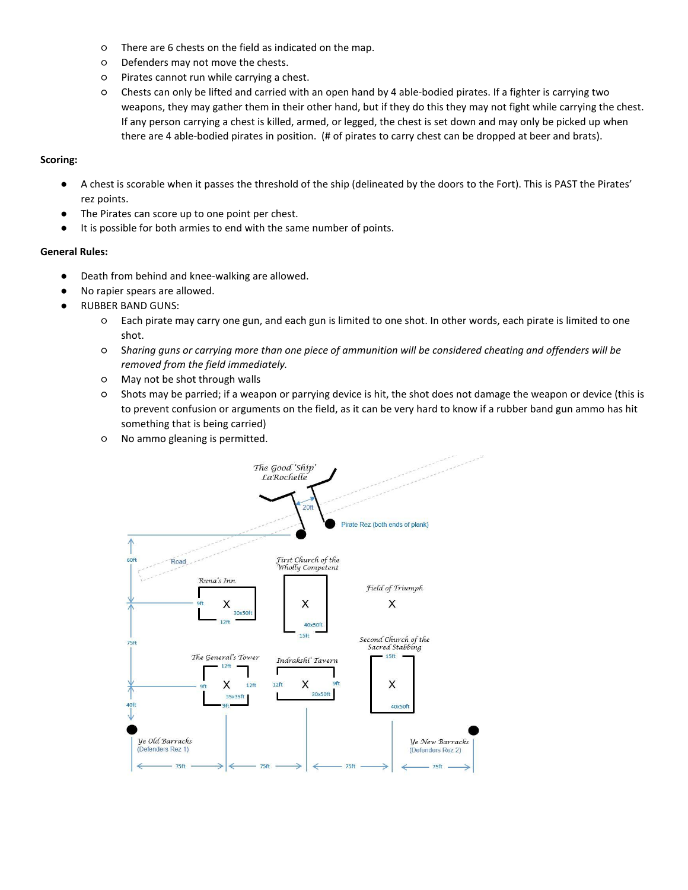- There are 6 chests on the field as indicated on the map.
   - Defenders may not move the chests.
   - Pirates cannot run while carrying a chest.
   - Chests can only be lifted and carried with an open hand by 4 able-bodied pirates. If a fighter is carrying two weapons, they may gather them in their other hand, but if they do this they may not fight while carrying the chest. If any person carrying a chest is killed, armed, or legged, the chest is set down and may only be picked up when there are 4 able-bodied pirates in position. (# of pirates to carry chest can be dropped at beer and brats).

**Scoring:**

- A chest is scorable when it passes the threshold of the ship (delineated by the doors to the Fort). This is PAST the Pirates' rez points.
- The Pirates can score up to one point per chest.
- It is possible for both armies to end with the same number of points.

**General Rules:**

- Death from behind and knee-walking are allowed.
- No rapier spears are allowed.
- RUBBER BAND GUNS:
   - Each pirate may carry one gun, and each gun is limited to one shot. In other words, each pirate is limited to one shot.
   - *Sharing guns or carrying more than one piece of ammunition will be considered cheating and offenders will be removed from the field immediately.*
   - May not be shot through walls
   - Shots may be parried; if a weapon or parrying device is hit, the shot does not damage the weapon or device (this is to prevent confusion or arguments on the field, as it can be very hard to know if a rubber band gun ammo has hit something that is being carried)
   - No ammo gleaning is permitted.

The Good 'Ship' LaRochelle

20ft

Pirate Rez (both ends of plank)

60ft

Road

First Church of the Wholly Competent

Runa's Inn

Field of Triumph

9ft X 30x50ft 12ft

X 40x50ft 15ft

X

75ft

Second Church of the Sacred Stabbing

The General's Tower

Indrakshi' Tavern

12ft 9ft X 12ft 35x35ft 9ft

12ft X 9ft 30x50ft

15ft X 40x50ft

40ft

Ye Old Barracks (Defenders Rez 1)

Ye New Barracks (Defenders Rez 2)

75ft 75ft 75ft 75ft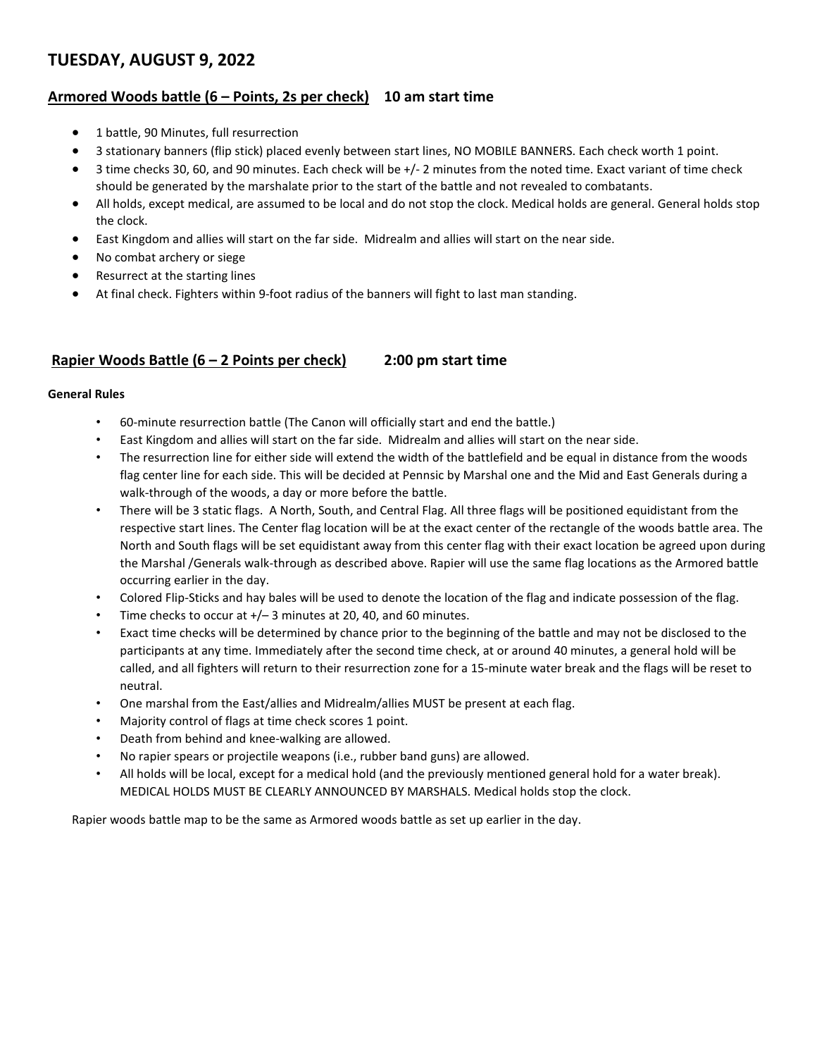# TUESDAY, AUGUST 9, 2022

## Armored Woods battle (6 – Points, 2s per check) 10 am start time

- 1 battle, 90 Minutes, full resurrection
- 3 stationary banners (flip stick) placed evenly between start lines, NO MOBILE BANNERS. Each check worth 1 point.
- 3 time checks 30, 60, and 90 minutes. Each check will be +/- 2 minutes from the noted time. Exact variant of time check should be generated by the marshalate prior to the start of the battle and not revealed to combatants.
- All holds, except medical, are assumed to be local and do not stop the clock. Medical holds are general. General holds stop the clock.
- East Kingdom and allies will start on the far side. Midrealm and allies will start on the near side.
- No combat archery or siege
- Resurrect at the starting lines
- At final check. Fighters within 9-foot radius of the banners will fight to last man standing.

## Rapier Woods Battle (6 – 2 Points per check) 2:00 pm start time

**General Rules**

- 60-minute resurrection battle (The Canon will officially start and end the battle.)
- East Kingdom and allies will start on the far side. Midrealm and allies will start on the near side.
- The resurrection line for either side will extend the width of the battlefield and be equal in distance from the woods flag center line for each side. This will be decided at Pennsic by Marshal one and the Mid and East Generals during a walk-through of the woods, a day or more before the battle.
- There will be 3 static flags. A North, South, and Central Flag. All three flags will be positioned equidistant from the respective start lines. The Center flag location will be at the exact center of the rectangle of the woods battle area. The North and South flags will be set equidistant away from this center flag with their exact location be agreed upon during the Marshal /Generals walk-through as described above. Rapier will use the same flag locations as the Armored battle occurring earlier in the day.
- Colored Flip-Sticks and hay bales will be used to denote the location of the flag and indicate possession of the flag.
- Time checks to occur at +/– 3 minutes at 20, 40, and 60 minutes.
- Exact time checks will be determined by chance prior to the beginning of the battle and may not be disclosed to the participants at any time. Immediately after the second time check, at or around 40 minutes, a general hold will be called, and all fighters will return to their resurrection zone for a 15-minute water break and the flags will be reset to neutral.
- One marshal from the East/allies and Midrealm/allies MUST be present at each flag.
- Majority control of flags at time check scores 1 point.
- Death from behind and knee-walking are allowed.
- No rapier spears or projectile weapons (i.e., rubber band guns) are allowed.
- All holds will be local, except for a medical hold (and the previously mentioned general hold for a water break). MEDICAL HOLDS MUST BE CLEARLY ANNOUNCED BY MARSHALS. Medical holds stop the clock.

Rapier woods battle map to be the same as Armored woods battle as set up earlier in the day.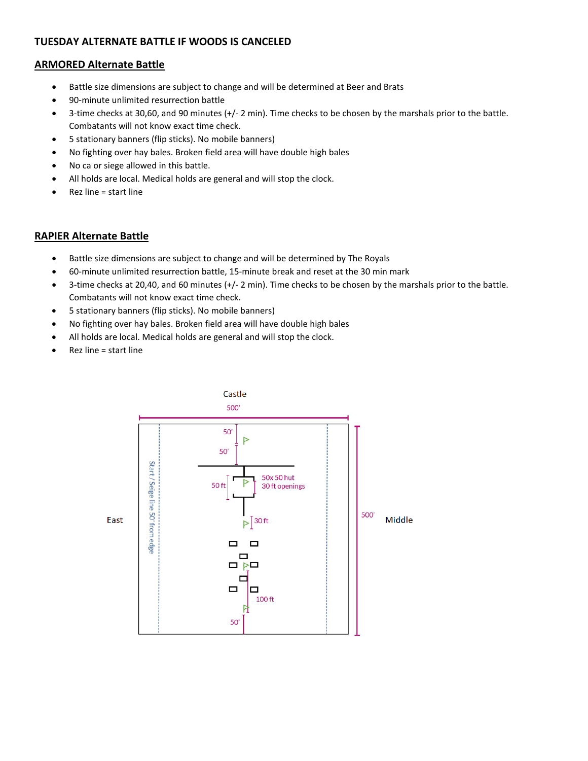**TUESDAY ALTERNATE BATTLE IF WOODS IS CANCELED**

## ARMORED Alternate Battle

- Battle size dimensions are subject to change and will be determined at Beer and Brats
- 90-minute unlimited resurrection battle
- 3-time checks at 30,60, and 90 minutes (+/- 2 min). Time checks to be chosen by the marshals prior to the battle. Combatants will not know exact time check.
- 5 stationary banners (flip sticks). No mobile banners)
- No fighting over hay bales. Broken field area will have double high bales
- No ca or siege allowed in this battle.
- All holds are local. Medical holds are general and will stop the clock.
- Rez line = start line

## RAPIER Alternate Battle

- Battle size dimensions are subject to change and will be determined by The Royals
- 60-minute unlimited resurrection battle, 15-minute break and reset at the 30 min mark
- 3-time checks at 20,40, and 60 minutes (+/- 2 min). Time checks to be chosen by the marshals prior to the battle. Combatants will not know exact time check.
- 5 stationary banners (flip sticks). No mobile banners)
- No fighting over hay bales. Broken field area will have double high bales
- All holds are local. Medical holds are general and will stop the clock.
- Rez line = start line

Castle

500'

50'

50'

50 ft

50x 50 hut
30 ft openings

30 ft

100 ft

50'

East

Start / Seige line 50' from edge

500'

Middle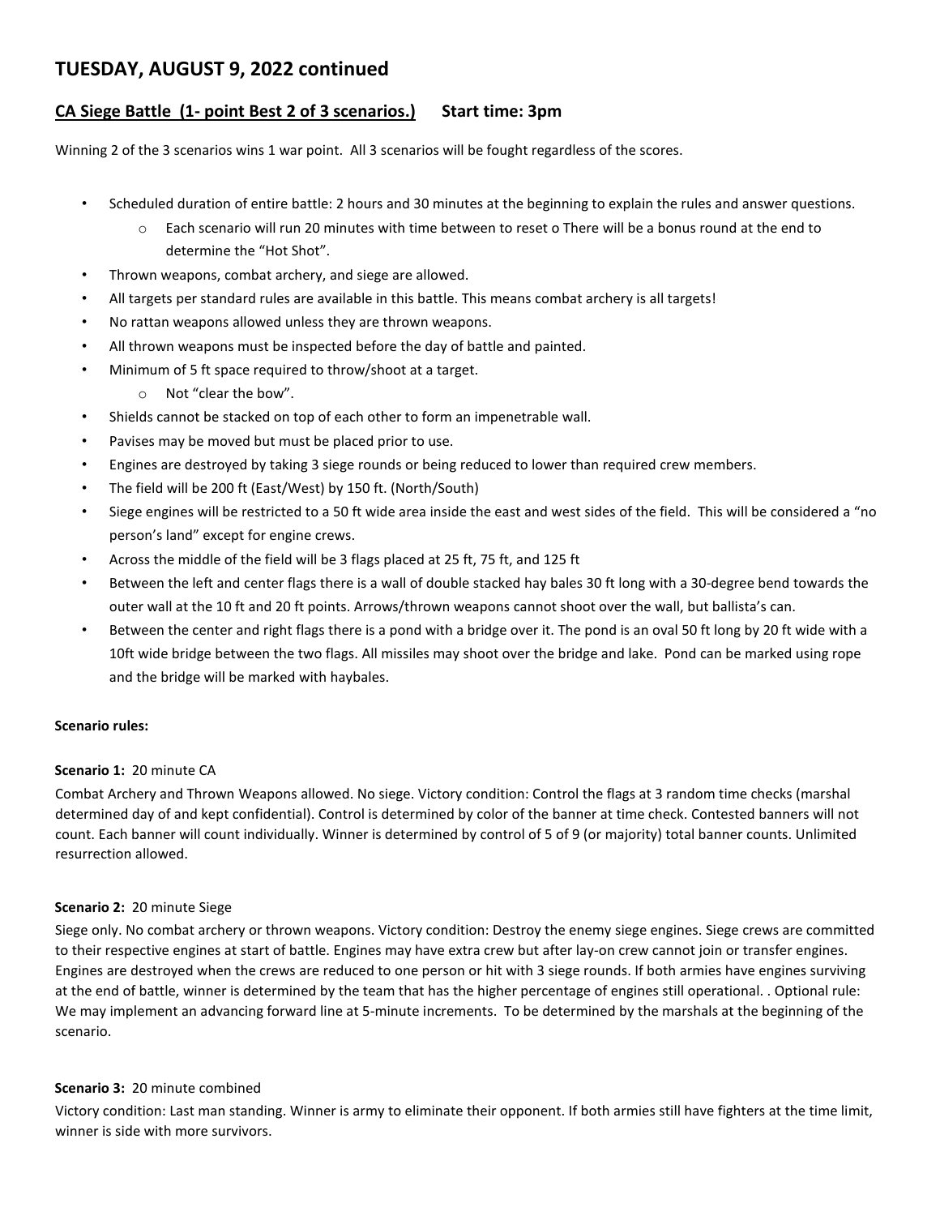## TUESDAY, AUGUST 9, 2022 continued

### <u>CA Siege Battle (1- point Best 2 of 3 scenarios.)</u> Start time: 3pm

Winning 2 of the 3 scenarios wins 1 war point. All 3 scenarios will be fought regardless of the scores.

- Scheduled duration of entire battle: 2 hours and 30 minutes at the beginning to explain the rules and answer questions.
  - Each scenario will run 20 minutes with time between to reset o There will be a bonus round at the end to determine the "Hot Shot".
- Thrown weapons, combat archery, and siege are allowed.
- All targets per standard rules are available in this battle. This means combat archery is all targets!
- No rattan weapons allowed unless they are thrown weapons.
- All thrown weapons must be inspected before the day of battle and painted.
- Minimum of 5 ft space required to throw/shoot at a target.
  - Not "clear the bow".
- Shields cannot be stacked on top of each other to form an impenetrable wall.
- Pavises may be moved but must be placed prior to use.
- Engines are destroyed by taking 3 siege rounds or being reduced to lower than required crew members.
- The field will be 200 ft (East/West) by 150 ft. (North/South)
- Siege engines will be restricted to a 50 ft wide area inside the east and west sides of the field. This will be considered a "no person's land" except for engine crews.
- Across the middle of the field will be 3 flags placed at 25 ft, 75 ft, and 125 ft
- Between the left and center flags there is a wall of double stacked hay bales 30 ft long with a 30-degree bend towards the outer wall at the 10 ft and 20 ft points. Arrows/thrown weapons cannot shoot over the wall, but ballista's can.
- Between the center and right flags there is a pond with a bridge over it. The pond is an oval 50 ft long by 20 ft wide with a 10ft wide bridge between the two flags. All missiles may shoot over the bridge and lake. Pond can be marked using rope and the bridge will be marked with haybales.

**Scenario rules:**

**Scenario 1:** 20 minute CA

Combat Archery and Thrown Weapons allowed. No siege. Victory condition: Control the flags at 3 random time checks (marshal determined day of and kept confidential). Control is determined by color of the banner at time check. Contested banners will not count. Each banner will count individually. Winner is determined by control of 5 of 9 (or majority) total banner counts. Unlimited resurrection allowed.

**Scenario 2:** 20 minute Siege

Siege only. No combat archery or thrown weapons. Victory condition: Destroy the enemy siege engines. Siege crews are committed to their respective engines at start of battle. Engines may have extra crew but after lay-on crew cannot join or transfer engines. Engines are destroyed when the crews are reduced to one person or hit with 3 siege rounds. If both armies have engines surviving at the end of battle, winner is determined by the team that has the higher percentage of engines still operational. . Optional rule: We may implement an advancing forward line at 5-minute increments. To be determined by the marshals at the beginning of the scenario.

**Scenario 3:** 20 minute combined

Victory condition: Last man standing. Winner is army to eliminate their opponent. If both armies still have fighters at the time limit, winner is side with more survivors.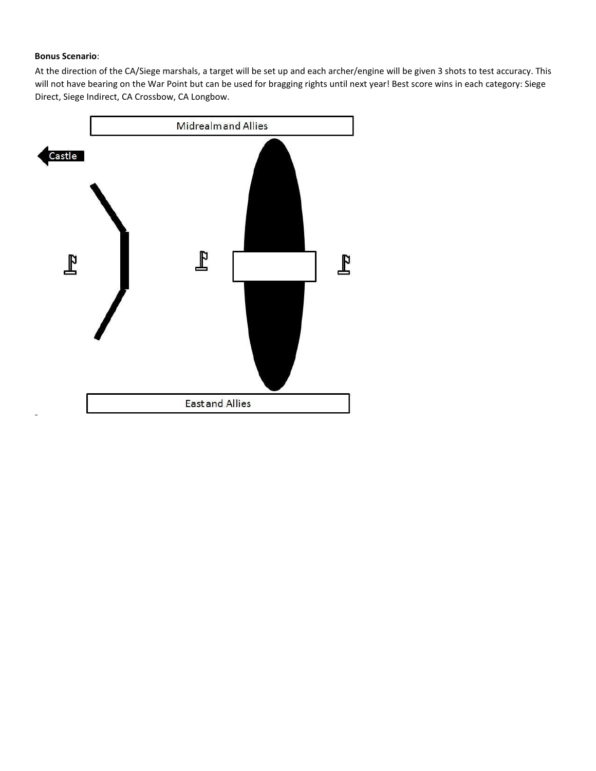**Bonus Scenario**:

At the direction of the CA/Siege marshals, a target will be set up and each archer/engine will be given 3 shots to test accuracy. This will not have bearing on the War Point but can be used for bragging rights until next year! Best score wins in each category: Siege Direct, Siege Indirect, CA Crossbow, CA Longbow.

Midrealm and Allies

Castle

East and Allies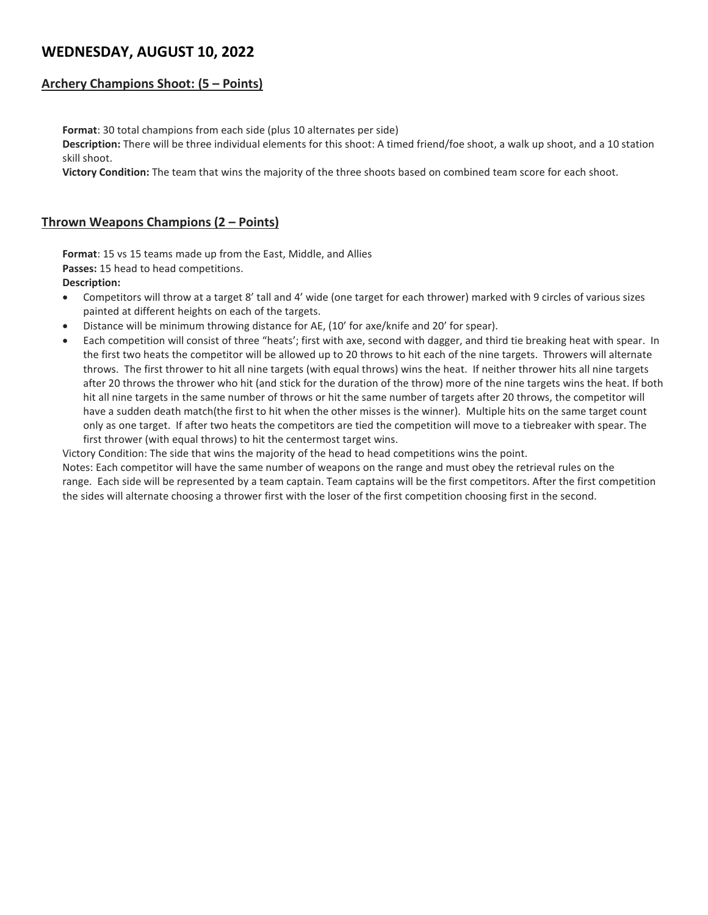## WEDNESDAY, AUGUST 10, 2022

### Archery Champions Shoot: (5 – Points)

**Format**: 30 total champions from each side (plus 10 alternates per side)
**Description:** There will be three individual elements for this shoot: A timed friend/foe shoot, a walk up shoot, and a 10 station skill shoot.
**Victory Condition:** The team that wins the majority of the three shoots based on combined team score for each shoot.

### Thrown Weapons Champions (2 – Points)

**Format**: 15 vs 15 teams made up from the East, Middle, and Allies
**Passes:** 15 head to head competitions.
**Description:**

- Competitors will throw at a target 8' tall and 4' wide (one target for each thrower) marked with 9 circles of various sizes painted at different heights on each of the targets.
- Distance will be minimum throwing distance for AE, (10' for axe/knife and 20' for spear).
- Each competition will consist of three "heats'; first with axe, second with dagger, and third tie breaking heat with spear. In the first two heats the competitor will be allowed up to 20 throws to hit each of the nine targets. Throwers will alternate throws. The first thrower to hit all nine targets (with equal throws) wins the heat. If neither thrower hits all nine targets after 20 throws the thrower who hit (and stick for the duration of the throw) more of the nine targets wins the heat. If both hit all nine targets in the same number of throws or hit the same number of targets after 20 throws, the competitor will have a sudden death match(the first to hit when the other misses is the winner). Multiple hits on the same target count only as one target. If after two heats the competitors are tied the competition will move to a tiebreaker with spear. The first thrower (with equal throws) to hit the centermost target wins.

Victory Condition: The side that wins the majority of the head to head competitions wins the point.
Notes: Each competitor will have the same number of weapons on the range and must obey the retrieval rules on the range. Each side will be represented by a team captain. Team captains will be the first competitors. After the first competition the sides will alternate choosing a thrower first with the loser of the first competition choosing first in the second.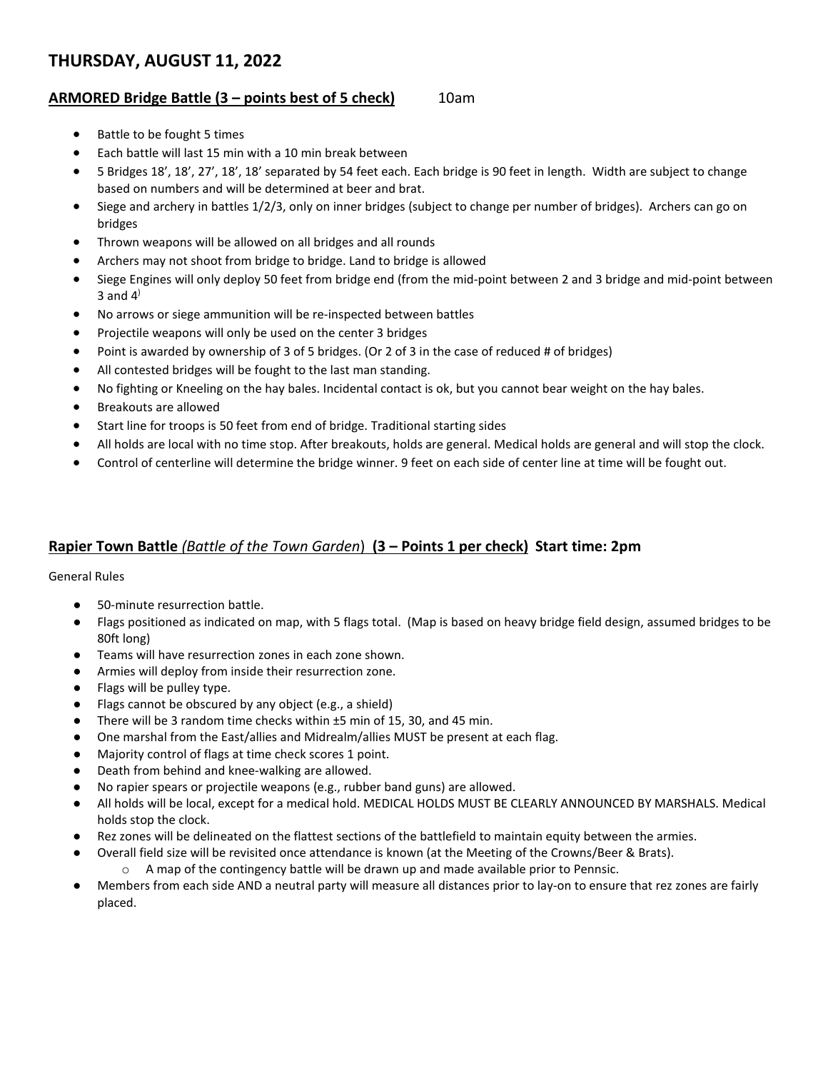# THURSDAY, AUGUST 11, 2022

## ARMORED Bridge Battle (3 – points best of 5 check) 10am

- Battle to be fought 5 times
- Each battle will last 15 min with a 10 min break between
- 5 Bridges 18', 18', 27', 18', 18' separated by 54 feet each. Each bridge is 90 feet in length. Width are subject to change based on numbers and will be determined at beer and brat.
- Siege and archery in battles 1/2/3, only on inner bridges (subject to change per number of bridges). Archers can go on bridges
- Thrown weapons will be allowed on all bridges and all rounds
- Archers may not shoot from bridge to bridge. Land to bridge is allowed
- Siege Engines will only deploy 50 feet from bridge end (from the mid-point between 2 and 3 bridge and mid-point between 3 and 4)
- No arrows or siege ammunition will be re-inspected between battles
- Projectile weapons will only be used on the center 3 bridges
- Point is awarded by ownership of 3 of 5 bridges. (Or 2 of 3 in the case of reduced # of bridges)
- All contested bridges will be fought to the last man standing.
- No fighting or Kneeling on the hay bales. Incidental contact is ok, but you cannot bear weight on the hay bales.
- Breakouts are allowed
- Start line for troops is 50 feet from end of bridge. Traditional starting sides
- All holds are local with no time stop. After breakouts, holds are general. Medical holds are general and will stop the clock.
- Control of centerline will determine the bridge winner. 9 feet on each side of center line at time will be fought out.

## Rapier Town Battle *(Battle of the Town Garden)* (3 – Points 1 per check) Start time: 2pm

General Rules

- 50-minute resurrection battle.
- Flags positioned as indicated on map, with 5 flags total. (Map is based on heavy bridge field design, assumed bridges to be 80ft long)
- Teams will have resurrection zones in each zone shown.
- Armies will deploy from inside their resurrection zone.
- Flags will be pulley type.
- Flags cannot be obscured by any object (e.g., a shield)
- There will be 3 random time checks within ±5 min of 15, 30, and 45 min.
- One marshal from the East/allies and Midrealm/allies MUST be present at each flag.
- Majority control of flags at time check scores 1 point.
- Death from behind and knee-walking are allowed.
- No rapier spears or projectile weapons (e.g., rubber band guns) are allowed.
- All holds will be local, except for a medical hold. MEDICAL HOLDS MUST BE CLEARLY ANNOUNCED BY MARSHALS. Medical holds stop the clock.
- Rez zones will be delineated on the flattest sections of the battlefield to maintain equity between the armies.
- Overall field size will be revisited once attendance is known (at the Meeting of the Crowns/Beer & Brats).
  - A map of the contingency battle will be drawn up and made available prior to Pennsic.
- Members from each side AND a neutral party will measure all distances prior to lay-on to ensure that rez zones are fairly placed.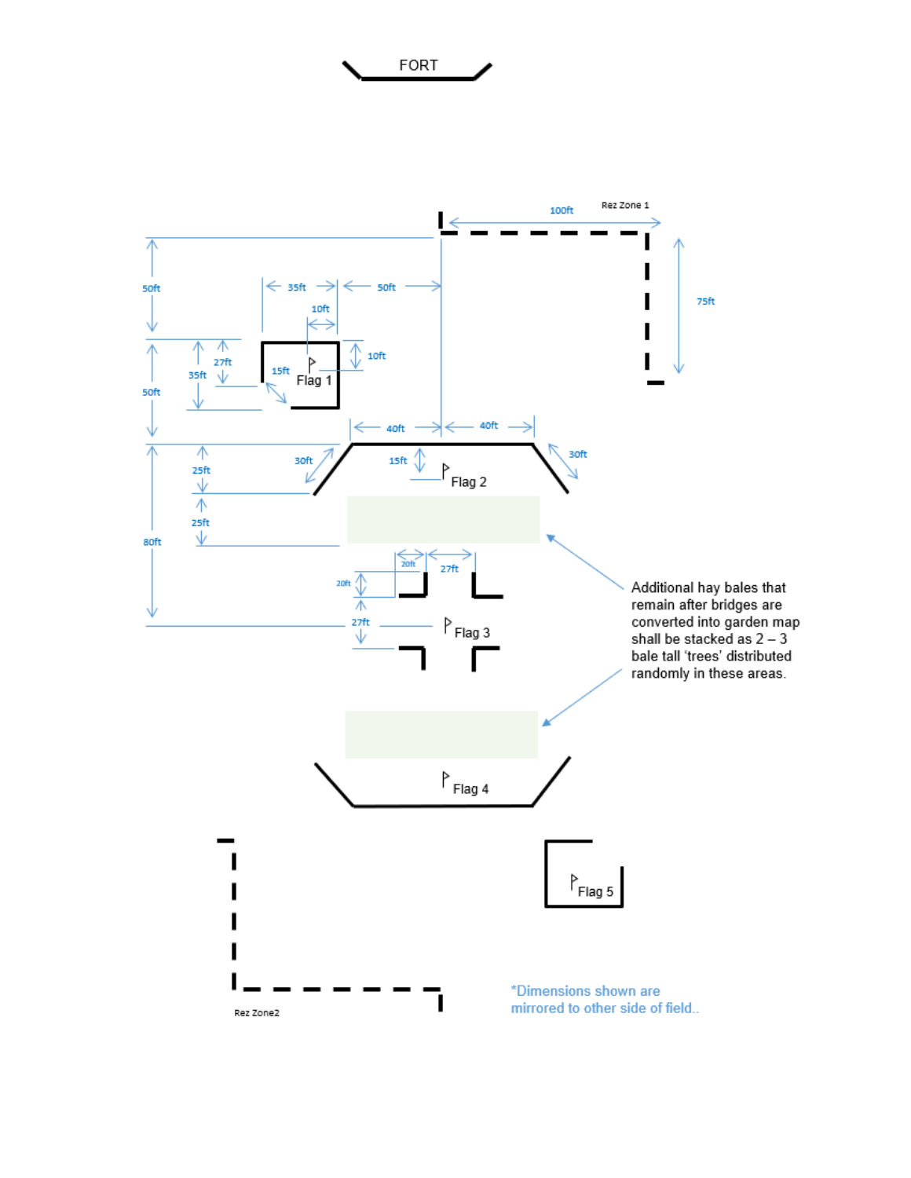FORT

Rez Zone 1

100ft

75ft

50ft

35ft

50ft

10ft

10ft

27ft

35ft

15ft

Flag 1

50ft

40ft

40ft

30ft

30ft

15ft

Flag 2

25ft

25ft

80ft

20ft

27ft

20ft

27ft

Flag 3

Additional hay bales that remain after bridges are converted into garden map shall be stacked as 2 – 3 bale tall 'trees' distributed randomly in these areas.

Flag 4

Flag 5

Rez Zone2

*Dimensions shown are mirrored to other side of field..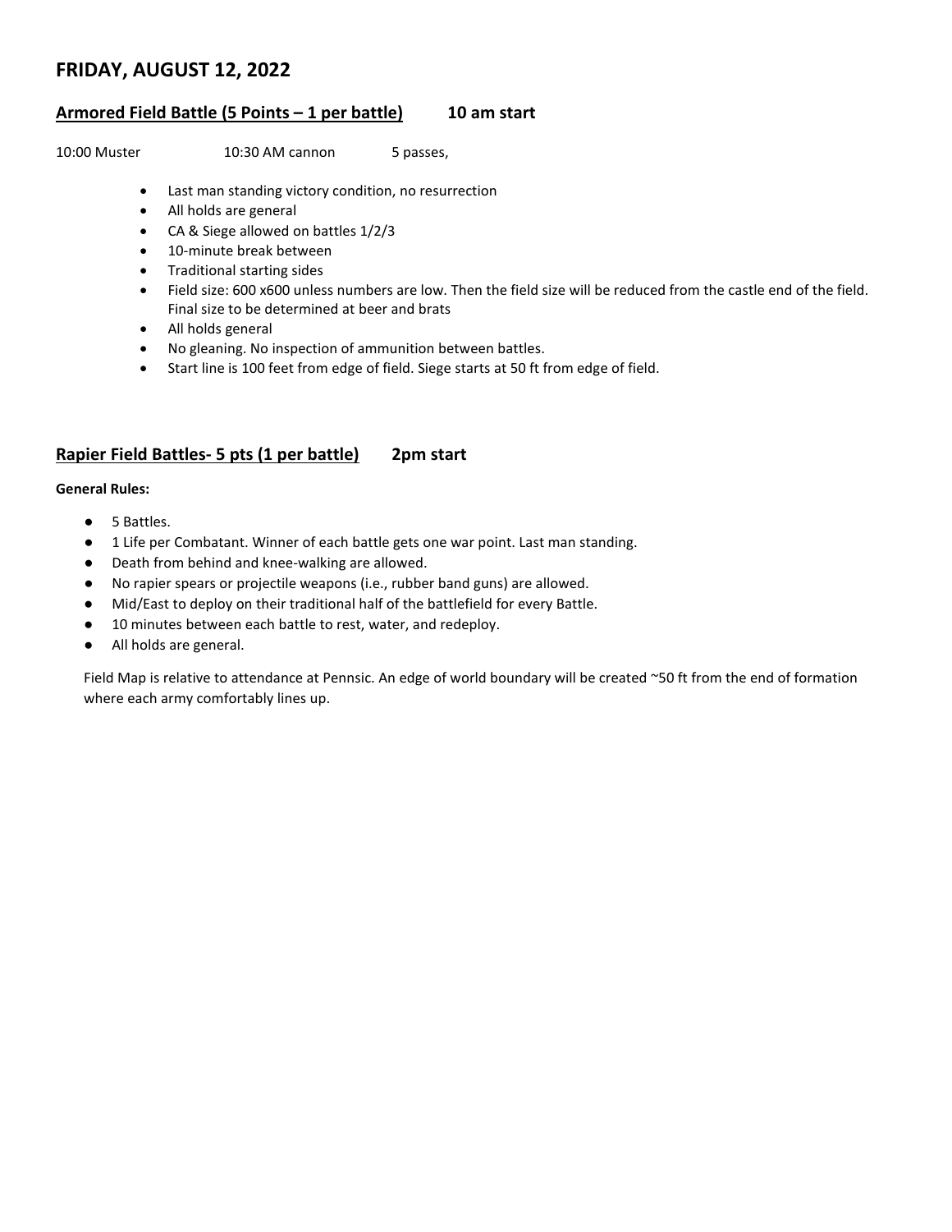## FRIDAY, AUGUST 12, 2022

### <u>Armored Field Battle (5 Points – 1 per battle)</u> 10 am start

10:00 Muster 10:30 AM cannon 5 passes,

- Last man standing victory condition, no resurrection
- All holds are general
- CA & Siege allowed on battles 1/2/3
- 10-minute break between
- Traditional starting sides
- Field size: 600 x600 unless numbers are low. Then the field size will be reduced from the castle end of the field. Final size to be determined at beer and brats
- All holds general
- No gleaning. No inspection of ammunition between battles.
- Start line is 100 feet from edge of field. Siege starts at 50 ft from edge of field.

### <u>Rapier Field Battles- 5 pts (1 per battle)</u> 2pm start

**General Rules:**

- 5 Battles.
- 1 Life per Combatant. Winner of each battle gets one war point. Last man standing.
- Death from behind and knee-walking are allowed.
- No rapier spears or projectile weapons (i.e., rubber band guns) are allowed.
- Mid/East to deploy on their traditional half of the battlefield for every Battle.
- 10 minutes between each battle to rest, water, and redeploy.
- All holds are general.

Field Map is relative to attendance at Pennsic. An edge of world boundary will be created ~50 ft from the end of formation where each army comfortably lines up.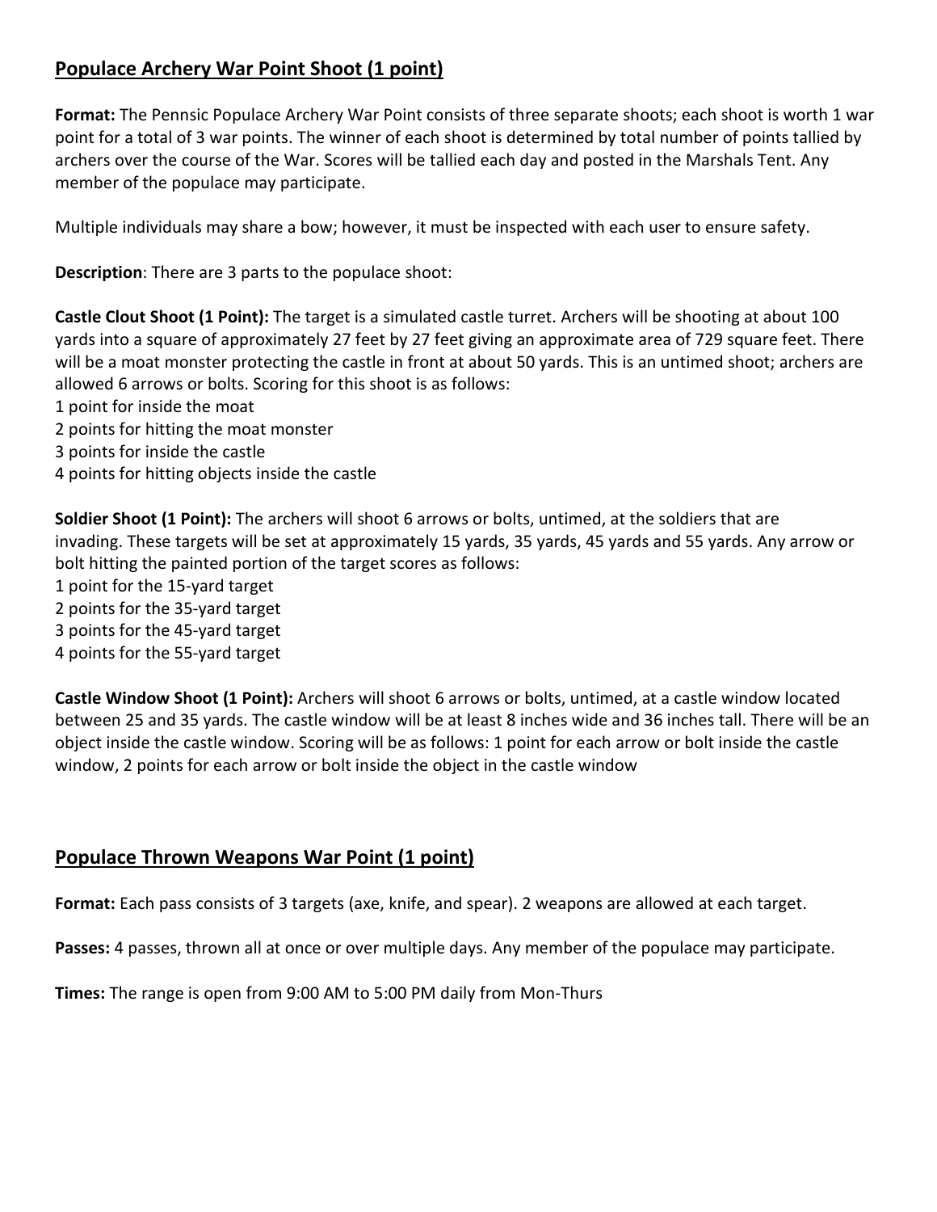## Populace Archery War Point Shoot (1 point)

**Format:** The Pennsic Populace Archery War Point consists of three separate shoots; each shoot is worth 1 war point for a total of 3 war points. The winner of each shoot is determined by total number of points tallied by archers over the course of the War. Scores will be tallied each day and posted in the Marshals Tent. Any member of the populace may participate.

Multiple individuals may share a bow; however, it must be inspected with each user to ensure safety.

**Description**: There are 3 parts to the populace shoot:

**Castle Clout Shoot (1 Point):** The target is a simulated castle turret. Archers will be shooting at about 100 yards into a square of approximately 27 feet by 27 feet giving an approximate area of 729 square feet. There will be a moat monster protecting the castle in front at about 50 yards. This is an untimed shoot; archers are allowed 6 arrows or bolts. Scoring for this shoot is as follows:
1 point for inside the moat
2 points for hitting the moat monster
3 points for inside the castle
4 points for hitting objects inside the castle

**Soldier Shoot (1 Point):** The archers will shoot 6 arrows or bolts, untimed, at the soldiers that are invading. These targets will be set at approximately 15 yards, 35 yards, 45 yards and 55 yards. Any arrow or bolt hitting the painted portion of the target scores as follows:
1 point for the 15-yard target
2 points for the 35-yard target
3 points for the 45-yard target
4 points for the 55-yard target

**Castle Window Shoot (1 Point):** Archers will shoot 6 arrows or bolts, untimed, at a castle window located between 25 and 35 yards. The castle window will be at least 8 inches wide and 36 inches tall. There will be an object inside the castle window. Scoring will be as follows: 1 point for each arrow or bolt inside the castle window, 2 points for each arrow or bolt inside the object in the castle window

## Populace Thrown Weapons War Point (1 point)

**Format:** Each pass consists of 3 targets (axe, knife, and spear). 2 weapons are allowed at each target.

**Passes:** 4 passes, thrown all at once or over multiple days. Any member of the populace may participate.

**Times:** The range is open from 9:00 AM to 5:00 PM daily from Mon-Thurs